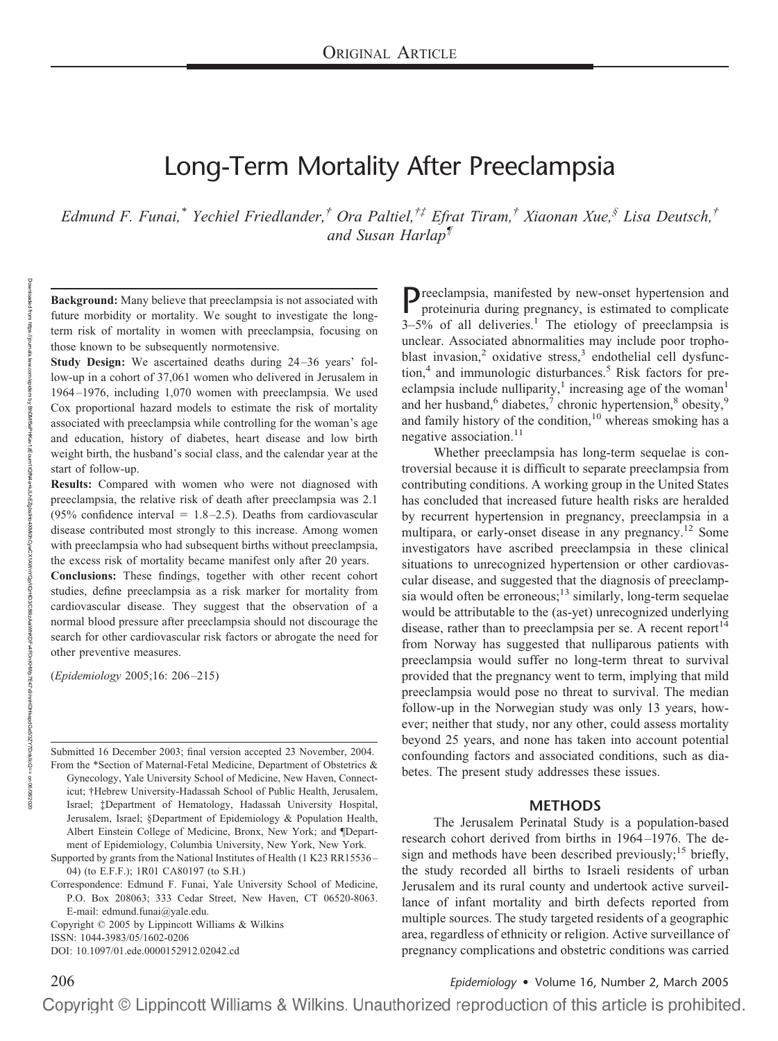ORIGINAL ARTICLE

# Long-Term Mortality After Preeclampsia

*Edmund F. Funai,\* Yechiel Friedlander,† Ora Paltiel,†‡ Efrat Tiram,† Xiaonan Xue,§ Lisa Deutsch,† and Susan Harlap¶*

**Background:** Many believe that preeclampsia is not associated with future morbidity or mortality. We sought to investigate the long-term risk of mortality in women with preeclampsia, focusing on those known to be subsequently normotensive.

**Study Design:** We ascertained deaths during 24–36 years' follow-up in a cohort of 37,061 women who delivered in Jerusalem in 1964–1976, including 1,070 women with preeclampsia. We used Cox proportional hazard models to estimate the risk of mortality associated with preeclampsia while controlling for the woman's age and education, history of diabetes, heart disease and low birth weight birth, the husband's social class, and the calendar year at the start of follow-up.

**Results:** Compared with women who were not diagnosed with preeclampsia, the relative risk of death after preeclampsia was 2.1 (95% confidence interval = 1.8–2.5). Deaths from cardiovascular disease contributed most strongly to this increase. Among women with preeclampsia who had subsequent births without preeclampsia, the excess risk of mortality became manifest only after 20 years.

**Conclusions:** These findings, together with other recent cohort studies, define preeclampsia as a risk marker for mortality from cardiovascular disease. They suggest that the observation of a normal blood pressure after preeclampsia should not discourage the search for other cardiovascular risk factors or abrogate the need for other preventive measures.

(*Epidemiology* 2005;16: 206–215)

Submitted 16 December 2003; final version accepted 23 November, 2004.

From the \*Section of Maternal-Fetal Medicine, Department of Obstetrics & Gynecology, Yale University School of Medicine, New Haven, Connecticut; †Hebrew University-Hadassah School of Public Health, Jerusalem, Israel; ‡Department of Hematology, Hadassah University Hospital, Jerusalem, Israel; §Department of Epidemiology & Population Health, Albert Einstein College of Medicine, Bronx, New York; and ¶Department of Epidemiology, Columbia University, New York, New York.

Supported by grants from the National Institutes of Health (1 K23 RR15536–04) (to E.F.F.); 1R01 CA80197 (to S.H.)

Correspondence: Edmund F. Funai, Yale University School of Medicine, P.O. Box 208063; 333 Cedar Street, New Haven, CT 06520-8063. E-mail: edmund.funai@yale.edu.

Copyright © 2005 by Lippincott Williams & Wilkins

ISSN: 1044-3983/05/1602-0206

DOI: 10.1097/01.ede.0000152912.02042.cd

Preeclampsia, manifested by new-onset hypertension and proteinuria during pregnancy, is estimated to complicate 3–5% of all deliveries.[1] The etiology of preeclampsia is unclear. Associated abnormalities may include poor trophoblast invasion,[2] oxidative stress,[3] endothelial cell dysfunction,[4] and immunologic disturbances.[5] Risk factors for preeclampsia include nulliparity,[1] increasing age of the woman[1] and her husband,[6] diabetes,[7] chronic hypertension,[8] obesity,[9] and family history of the condition,[10] whereas smoking has a negative association.[11]

Whether preeclampsia has long-term sequelae is controversial because it is difficult to separate preeclampsia from contributing conditions. A working group in the United States has concluded that increased future health risks are heralded by recurrent hypertension in pregnancy, preeclampsia in a multipara, or early-onset disease in any pregnancy.[12] Some investigators have ascribed preeclampsia in these clinical situations to unrecognized hypertension or other cardiovascular disease, and suggested that the diagnosis of preeclampsia would often be erroneous;[13] similarly, long-term sequelae would be attributable to the (as-yet) unrecognized underlying disease, rather than to preeclampsia per se. A recent report[14] from Norway has suggested that nulliparous patients with preeclampsia would suffer no long-term threat to survival provided that the pregnancy went to term, implying that mild preeclampsia would pose no threat to survival. The median follow-up in the Norwegian study was only 13 years, however; neither that study, nor any other, could assess mortality beyond 25 years, and none has taken into account potential confounding factors and associated conditions, such as diabetes. The present study addresses these issues.

## METHODS

The Jerusalem Perinatal Study is a population-based research cohort derived from births in 1964–1976. The design and methods have been described previously;[15] briefly, the study recorded all births to Israeli residents of urban Jerusalem and its rural county and undertook active surveillance of infant mortality and birth defects reported from multiple sources. The study targeted residents of a geographic area, regardless of ethnicity or religion. Active surveillance of pregnancy complications and obstetric conditions was carried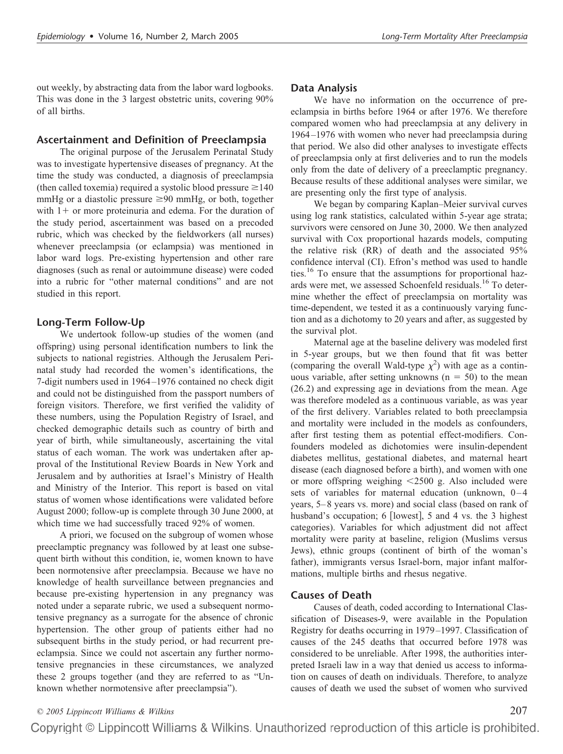out weekly, by abstracting data from the labor ward logbooks. This was done in the 3 largest obstetric units, covering 90% of all births.

### Ascertainment and Definition of Preeclampsia

The original purpose of the Jerusalem Perinatal Study was to investigate hypertensive diseases of pregnancy. At the time the study was conducted, a diagnosis of preeclampsia (then called toxemia) required a systolic blood pressure ≥140 mmHg or a diastolic pressure ≥90 mmHg, or both, together with 1+ or more proteinuria and edema. For the duration of the study period, ascertainment was based on a precoded rubric, which was checked by the fieldworkers (all nurses) whenever preeclampsia (or eclampsia) was mentioned in labor ward logs. Pre-existing hypertension and other rare diagnoses (such as renal or autoimmune disease) were coded into a rubric for "other maternal conditions" and are not studied in this report.

### Long-Term Follow-Up

We undertook follow-up studies of the women (and offspring) using personal identification numbers to link the subjects to national registries. Although the Jerusalem Perinatal study had recorded the women's identifications, the 7-digit numbers used in 1964–1976 contained no check digit and could not be distinguished from the passport numbers of foreign visitors. Therefore, we first verified the validity of these numbers, using the Population Registry of Israel, and checked demographic details such as country of birth and year of birth, while simultaneously, ascertaining the vital status of each woman. The work was undertaken after approval of the Institutional Review Boards in New York and Jerusalem and by authorities at Israel's Ministry of Health and Ministry of the Interior. This report is based on vital status of women whose identifications were validated before August 2000; follow-up is complete through 30 June 2000, at which time we had successfully traced 92% of women.

A priori, we focused on the subgroup of women whose preeclamptic pregnancy was followed by at least one subsequent birth without this condition, ie, women known to have been normotensive after preeclampsia. Because we have no knowledge of health surveillance between pregnancies and because pre-existing hypertension in any pregnancy was noted under a separate rubric, we used a subsequent normotensive pregnancy as a surrogate for the absence of chronic hypertension. The other group of patients either had no subsequent births in the study period, or had recurrent preeclampsia. Since we could not ascertain any further normotensive pregnancies in these circumstances, we analyzed these 2 groups together (and they are referred to as "Unknown whether normotensive after preeclampsia").

### Data Analysis

We have no information on the occurrence of preeclampsia in births before 1964 or after 1976. We therefore compared women who had preeclampsia at any delivery in 1964–1976 with women who never had preeclampsia during that period. We also did other analyses to investigate effects of preeclampsia only at first deliveries and to run the models only from the date of delivery of a preeclamptic pregnancy. Because results of these additional analyses were similar, we are presenting only the first type of analysis.

We began by comparing Kaplan–Meier survival curves using log rank statistics, calculated within 5-year age strata; survivors were censored on June 30, 2000. We then analyzed survival with Cox proportional hazards models, computing the relative risk (RR) of death and the associated 95% confidence interval (CI). Efron's method was used to handle ties.[16] To ensure that the assumptions for proportional hazards were met, we assessed Schoenfeld residuals.[16] To determine whether the effect of preeclampsia on mortality was time-dependent, we tested it as a continuously varying function and as a dichotomy to 20 years and after, as suggested by the survival plot.

Maternal age at the baseline delivery was modeled first in 5-year groups, but we then found that fit was better (comparing the overall Wald-type $\chi^2$) with age as a continuous variable, after setting unknowns ($n = 50$) to the mean (26.2) and expressing age in deviations from the mean. Age was therefore modeled as a continuous variable, as was year of the first delivery. Variables related to both preeclampsia and mortality were included in the models as confounders, after first testing them as potential effect-modifiers. Confounders modeled as dichotomies were insulin-dependent diabetes mellitus, gestational diabetes, and maternal heart disease (each diagnosed before a birth), and women with one or more offspring weighing <2500 g. Also included were sets of variables for maternal education (unknown, 0–4 years, 5–8 years vs. more) and social class (based on rank of husband's occupation; 6 [lowest], 5 and 4 vs. the 3 highest categories). Variables for which adjustment did not affect mortality were parity at baseline, religion (Muslims versus Jews), ethnic groups (continent of birth of the woman's father), immigrants versus Israel-born, major infant malformations, multiple births and rhesus negative.

### Causes of Death

Causes of death, coded according to International Classification of Diseases-9, were available in the Population Registry for deaths occurring in 1979–1997. Classification of causes of the 245 deaths that occurred before 1978 was considered to be unreliable. After 1998, the authorities interpreted Israeli law in a way that denied us access to information on causes of death on individuals. Therefore, to analyze causes of death we used the subset of women who survived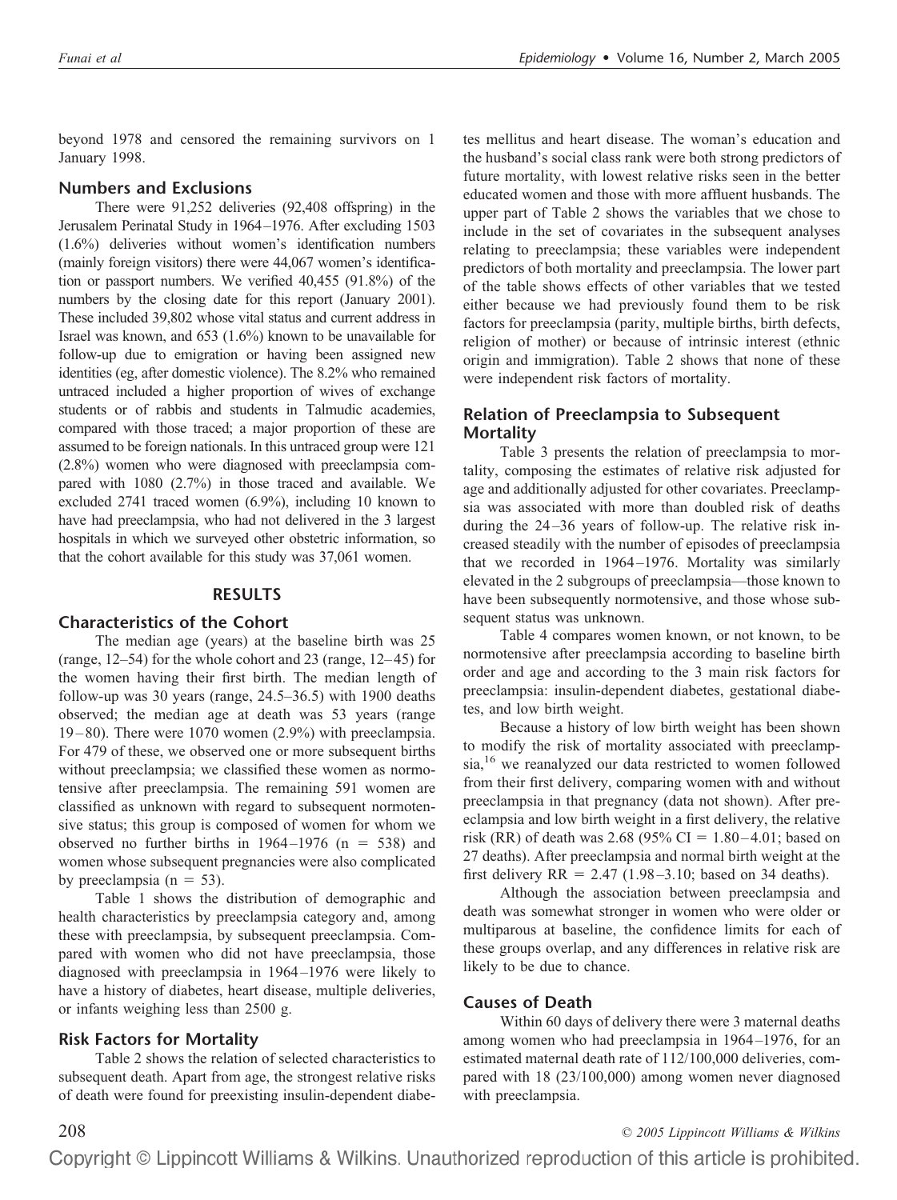beyond 1978 and censored the remaining survivors on 1 January 1998.

### Numbers and Exclusions

There were 91,252 deliveries (92,408 offspring) in the Jerusalem Perinatal Study in 1964–1976. After excluding 1503 (1.6%) deliveries without women's identification numbers (mainly foreign visitors) there were 44,067 women's identification or passport numbers. We verified 40,455 (91.8%) of the numbers by the closing date for this report (January 2001). These included 39,802 whose vital status and current address in Israel was known, and 653 (1.6%) known to be unavailable for follow-up due to emigration or having been assigned new identities (eg, after domestic violence). The 8.2% who remained untraced included a higher proportion of wives of exchange students or of rabbis and students in Talmudic academies, compared with those traced; a major proportion of these are assumed to be foreign nationals. In this untraced group were 121 (2.8%) women who were diagnosed with preeclampsia compared with 1080 (2.7%) in those traced and available. We excluded 2741 traced women (6.9%), including 10 known to have had preeclampsia, who had not delivered in the 3 largest hospitals in which we surveyed other obstetric information, so that the cohort available for this study was 37,061 women.

## RESULTS

### Characteristics of the Cohort

The median age (years) at the baseline birth was 25 (range, 12–54) for the whole cohort and 23 (range, 12–45) for the women having their first birth. The median length of follow-up was 30 years (range, 24.5–36.5) with 1900 deaths observed; the median age at death was 53 years (range 19–80). There were 1070 women (2.9%) with preeclampsia. For 479 of these, we observed one or more subsequent births without preeclampsia; we classified these women as normotensive after preeclampsia. The remaining 591 women are classified as unknown with regard to subsequent normotensive status; this group is composed of women for whom we observed no further births in 1964–1976 (n = 538) and women whose subsequent pregnancies were also complicated by preeclampsia (n = 53).

Table 1 shows the distribution of demographic and health characteristics by preeclampsia category and, among these with preeclampsia, by subsequent preeclampsia. Compared with women who did not have preeclampsia, those diagnosed with preeclampsia in 1964–1976 were likely to have a history of diabetes, heart disease, multiple deliveries, or infants weighing less than 2500 g.

### Risk Factors for Mortality

Table 2 shows the relation of selected characteristics to subsequent death. Apart from age, the strongest relative risks of death were found for preexisting insulin-dependent diabetes mellitus and heart disease. The woman's education and the husband's social class rank were both strong predictors of future mortality, with lowest relative risks seen in the better educated women and those with more affluent husbands. The upper part of Table 2 shows the variables that we chose to include in the set of covariates in the subsequent analyses relating to preeclampsia; these variables were independent predictors of both mortality and preeclampsia. The lower part of the table shows effects of other variables that we tested either because we had previously found them to be risk factors for preeclampsia (parity, multiple births, birth defects, religion of mother) or because of intrinsic interest (ethnic origin and immigration). Table 2 shows that none of these were independent risk factors of mortality.

### Relation of Preeclampsia to Subsequent Mortality

Table 3 presents the relation of preeclampsia to mortality, composing the estimates of relative risk adjusted for age and additionally adjusted for other covariates. Preeclampsia was associated with more than doubled risk of deaths during the 24–36 years of follow-up. The relative risk increased steadily with the number of episodes of preeclampsia that we recorded in 1964–1976. Mortality was similarly elevated in the 2 subgroups of preeclampsia—those known to have been subsequently normotensive, and those whose subsequent status was unknown.

Table 4 compares women known, or not known, to be normotensive after preeclampsia according to baseline birth order and age and according to the 3 main risk factors for preeclampsia: insulin-dependent diabetes, gestational diabetes, and low birth weight.

Because a history of low birth weight has been shown to modify the risk of mortality associated with preeclampsia,[16] we reanalyzed our data restricted to women followed from their first delivery, comparing women with and without preeclampsia in that pregnancy (data not shown). After preeclampsia and low birth weight in a first delivery, the relative risk (RR) of death was 2.68 (95% CI = 1.80–4.01; based on 27 deaths). After preeclampsia and normal birth weight at the first delivery RR = 2.47 (1.98–3.10; based on 34 deaths).

Although the association between preeclampsia and death was somewhat stronger in women who were older or multiparous at baseline, the confidence limits for each of these groups overlap, and any differences in relative risk are likely to be due to chance.

### Causes of Death

Within 60 days of delivery there were 3 maternal deaths among women who had preeclampsia in 1964–1976, for an estimated maternal death rate of 112/100,000 deliveries, compared with 18 (23/100,000) among women never diagnosed with preeclampsia.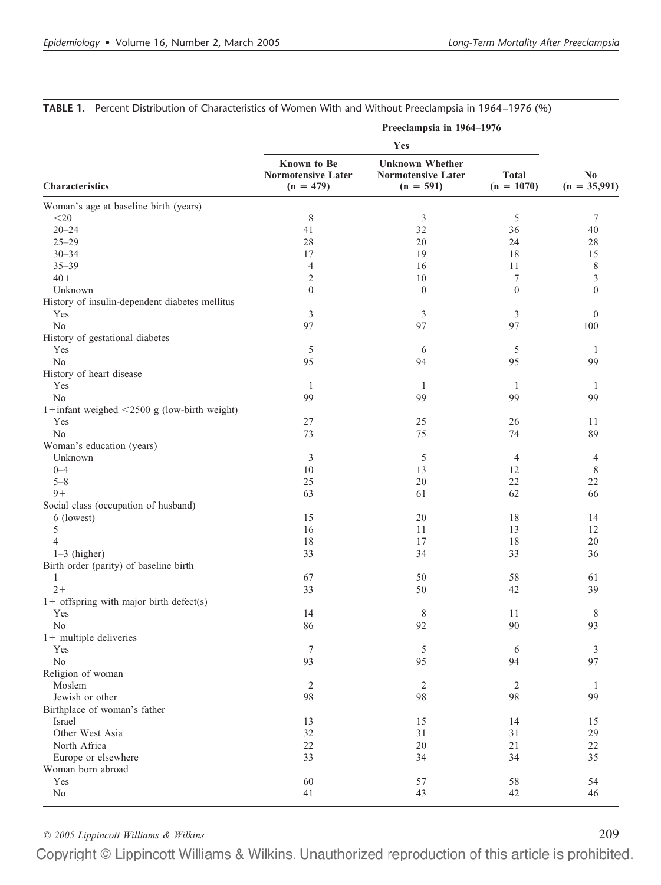**TABLE 1.** Percent Distribution of Characteristics of Women With and Without Preeclampsia in 1964–1976 (%)

| Characteristics | Preeclampsia in 1964–1976 | | | |
|---|---|---|---|---|
| | Yes | | | |
| | Known to Be Normotensive Later (n = 479) | Unknown Whether Normotensive Later (n = 591) | Total (n = 1070) | No (n = 35,991) |
| Woman's age at baseline birth (years) | | | | |
| <20 | 8 | 3 | 5 | 7 |
| 20–24 | 41 | 32 | 36 | 40 |
| 25–29 | 28 | 20 | 24 | 28 |
| 30–34 | 17 | 19 | 18 | 15 |
| 35–39 | 4 | 16 | 11 | 8 |
| 40+ | 2 | 10 | 7 | 3 |
| Unknown | 0 | 0 | 0 | 0 |
| History of insulin-dependent diabetes mellitus | | | | |
| Yes | 3 | 3 | 3 | 0 |
| No | 97 | 97 | 97 | 100 |
| History of gestational diabetes | | | | |
| Yes | 5 | 6 | 5 | 1 |
| No | 95 | 94 | 95 | 99 |
| History of heart disease | | | | |
| Yes | 1 | 1 | 1 | 1 |
| No | 99 | 99 | 99 | 99 |
| 1+infant weighed <2500 g (low-birth weight) | | | | |
| Yes | 27 | 25 | 26 | 11 |
| No | 73 | 75 | 74 | 89 |
| Woman's education (years) | | | | |
| Unknown | 3 | 5 | 4 | 4 |
| 0–4 | 10 | 13 | 12 | 8 |
| 5–8 | 25 | 20 | 22 | 22 |
| 9+ | 63 | 61 | 62 | 66 |
| Social class (occupation of husband) | | | | |
| 6 (lowest) | 15 | 20 | 18 | 14 |
| 5 | 16 | 11 | 13 | 12 |
| 4 | 18 | 17 | 18 | 20 |
| 1–3 (higher) | 33 | 34 | 33 | 36 |
| Birth order (parity) of baseline birth | | | | |
| 1 | 67 | 50 | 58 | 61 |
| 2+ | 33 | 50 | 42 | 39 |
| 1+ offspring with major birth defect(s) | | | | |
| Yes | 14 | 8 | 11 | 8 |
| No | 86 | 92 | 90 | 93 |
| 1+ multiple deliveries | | | | |
| Yes | 7 | 5 | 6 | 3 |
| No | 93 | 95 | 94 | 97 |
| Religion of woman | | | | |
| Moslem | 2 | 2 | 2 | 1 |
| Jewish or other | 98 | 98 | 98 | 99 |
| Birthplace of woman's father | | | | |
| Israel | 13 | 15 | 14 | 15 |
| Other West Asia | 32 | 31 | 31 | 29 |
| North Africa | 22 | 20 | 21 | 22 |
| Europe or elsewhere | 33 | 34 | 34 | 35 |
| Woman born abroad | | | | |
| Yes | 60 | 57 | 58 | 54 |
| No | 41 | 43 | 42 | 46 |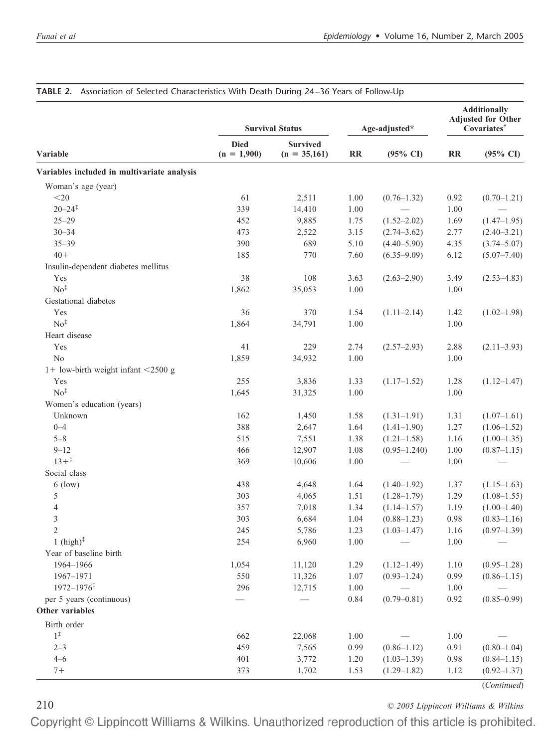**TABLE 2.** Association of Selected Characteristics With Death During 24–36 Years of Follow-Up

| Variable | Survival Status | | Age-adjusted* | | Additionally Adjusted for Other Covariates† | |
|---|---|---|---|---|---|---|
| | Died (n = 1,900) | Survived (n = 35,161) | RR | (95% CI) | RR | (95% CI) |
| **Variables included in multivariate analysis** | | | | | | |
| Woman's age (year) | | | | | | |
| <20 | 61 | 2,511 | 1.00 | (0.76–1.32) | 0.92 | (0.70–1.21) |
| 20–24‡ | 339 | 14,410 | 1.00 | — | 1.00 | — |
| 25–29 | 452 | 9,885 | 1.75 | (1.52–2.02) | 1.69 | (1.47–1.95) |
| 30–34 | 473 | 2,522 | 3.15 | (2.74–3.62) | 2.77 | (2.40–3.21) |
| 35–39 | 390 | 689 | 5.10 | (4.40–5.90) | 4.35 | (3.74–5.07) |
| 40+ | 185 | 770 | 7.60 | (6.35–9.09) | 6.12 | (5.07–7.40) |
| Insulin-dependent diabetes mellitus | | | | | | |
| Yes | 38 | 108 | 3.63 | (2.63–2.90) | 3.49 | (2.53–4.83) |
| No‡ | 1,862 | 35,053 | 1.00 | | 1.00 | |
| Gestational diabetes | | | | | | |
| Yes | 36 | 370 | 1.54 | (1.11–2.14) | 1.42 | (1.02–1.98) |
| No‡ | 1,864 | 34,791 | 1.00 | | 1.00 | |
| Heart disease | | | | | | |
| Yes | 41 | 229 | 2.74 | (2.57–2.93) | 2.88 | (2.11–3.93) |
| No | 1,859 | 34,932 | 1.00 | | 1.00 | |
| 1+ low-birth weight infant <2500 g | | | | | | |
| Yes | 255 | 3,836 | 1.33 | (1.17–1.52) | 1.28 | (1.12–1.47) |
| No‡ | 1,645 | 31,325 | 1.00 | | 1.00 | |
| Women's education (years) | | | | | | |
| Unknown | 162 | 1,450 | 1.58 | (1.31–1.91) | 1.31 | (1.07–1.61) |
| 0–4 | 388 | 2,647 | 1.64 | (1.41–1.90) | 1.27 | (1.06–1.52) |
| 5–8 | 515 | 7,551 | 1.38 | (1.21–1.58) | 1.16 | (1.00–1.35) |
| 9–12 | 466 | 12,907 | 1.08 | (0.95–1.240) | 1.00 | (0.87–1.15) |
| 13+‡ | 369 | 10,606 | 1.00 | — | 1.00 | — |
| Social class | | | | | | |
| 6 (low) | 438 | 4,648 | 1.64 | (1.40–1.92) | 1.37 | (1.15–1.63) |
| 5 | 303 | 4,065 | 1.51 | (1.28–1.79) | 1.29 | (1.08–1.55) |
| 4 | 357 | 7,018 | 1.34 | (1.14–1.57) | 1.19 | (1.00–1.40) |
| 3 | 303 | 6,684 | 1.04 | (0.88–1.23) | 0.98 | (0.83–1.16) |
| 2 | 245 | 5,786 | 1.23 | (1.03–1.47) | 1.16 | (0.97–1.39) |
| 1 (high)‡ | 254 | 6,960 | 1.00 | — | 1.00 | — |
| Year of baseline birth | | | | | | |
| 1964–1966 | 1,054 | 11,120 | 1.29 | (1.12–1.49) | 1.10 | (0.95–1.28) |
| 1967–1971 | 550 | 11,326 | 1.07 | (0.93–1.24) | 0.99 | (0.86–1.15) |
| 1972–1976‡ | 296 | 12,715 | 1.00 | — | 1.00 | — |
| per 5 years (continuous) | — | — | 0.84 | (0.79–0.81) | 0.92 | (0.85–0.99) |
| **Other variables** | | | | | | |
| Birth order | | | | | | |
| 1‡ | 662 | 22,068 | 1.00 | — | 1.00 | — |
| 2–3 | 459 | 7,565 | 0.99 | (0.86–1.12) | 0.91 | (0.80–1.04) |
| 4–6 | 401 | 3,772 | 1.20 | (1.03–1.39) | 0.98 | (0.84–1.15) |
| 7+ | 373 | 1,702 | 1.53 | (1.29–1.82) | 1.12 | (0.92–1.37) |

(*Continued*)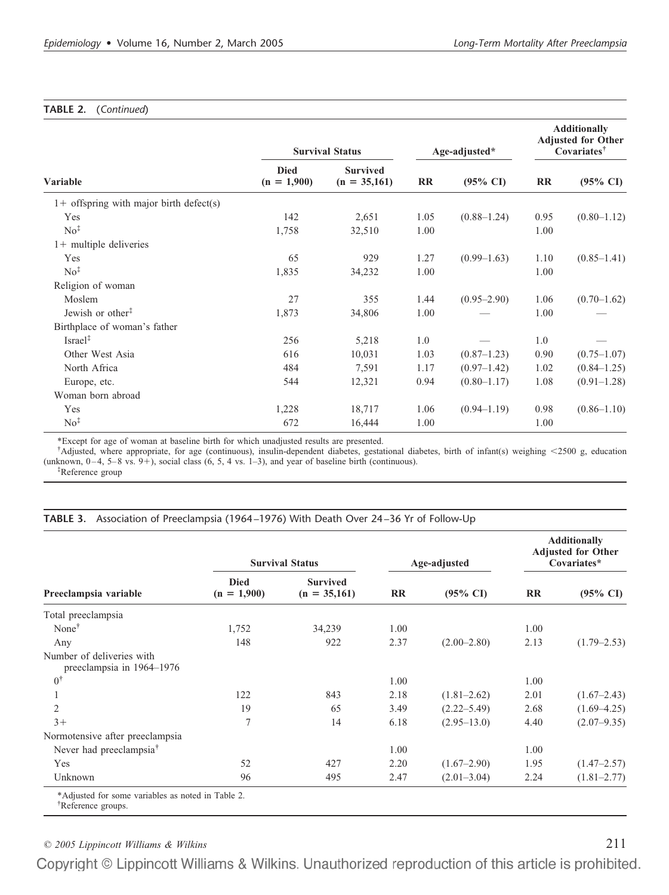**TABLE 2.** (*Continued*)

| Variable | Survival Status | | Age-adjusted* | | Additionally Adjusted for Other Covariates† | |
|---|---|---|---|---|---|---|
| | Died (n = 1,900) | Survived (n = 35,161) | RR | (95% CI) | RR | (95% CI) |
| 1+ offspring with major birth defect(s) | | | | | | |
| Yes | 142 | 2,651 | 1.05 | (0.88–1.24) | 0.95 | (0.80–1.12) |
| No‡ | 1,758 | 32,510 | 1.00 | | 1.00 | |
| 1+ multiple deliveries | | | | | | |
| Yes | 65 | 929 | 1.27 | (0.99–1.63) | 1.10 | (0.85–1.41) |
| No‡ | 1,835 | 34,232 | 1.00 | | 1.00 | |
| Religion of woman | | | | | | |
| Moslem | 27 | 355 | 1.44 | (0.95–2.90) | 1.06 | (0.70–1.62) |
| Jewish or other‡ | 1,873 | 34,806 | 1.00 | — | 1.00 | — |
| Birthplace of woman's father | | | | | | |
| Israel‡ | 256 | 5,218 | 1.0 | — | 1.0 | — |
| Other West Asia | 616 | 10,031 | 1.03 | (0.87–1.23) | 0.90 | (0.75–1.07) |
| North Africa | 484 | 7,591 | 1.17 | (0.97–1.42) | 1.02 | (0.84–1.25) |
| Europe, etc. | 544 | 12,321 | 0.94 | (0.80–1.17) | 1.08 | (0.91–1.28) |
| Woman born abroad | | | | | | |
| Yes | 1,228 | 18,717 | 1.06 | (0.94–1.19) | 0.98 | (0.86–1.10) |
| No‡ | 672 | 16,444 | 1.00 | | 1.00 | |

*Except for age of woman at baseline birth for which unadjusted results are presented.
†Adjusted, where appropriate, for age (continuous), insulin-dependent diabetes, gestational diabetes, birth of infant(s) weighing <2500 g, education (unknown, 0–4, 5–8 vs. 9+), social class (6, 5, 4 vs. 1–3), and year of baseline birth (continuous).
‡Reference group

**TABLE 3.** Association of Preeclampsia (1964–1976) With Death Over 24–36 Yr of Follow-Up

| Preeclampsia variable | Survival Status | | Age-adjusted | | Additionally Adjusted for Other Covariates* | |
|---|---|---|---|---|---|---|
| | Died (n = 1,900) | Survived (n = 35,161) | RR | (95% CI) | RR | (95% CI) |
| Total preeclampsia | | | | | | |
| None† | 1,752 | 34,239 | 1.00 | | 1.00 | |
| Any | 148 | 922 | 2.37 | (2.00–2.80) | 2.13 | (1.79–2.53) |
| Number of deliveries with preeclampsia in 1964–1976 | | | | | | |
| 0† | | | 1.00 | | 1.00 | |
| 1 | 122 | 843 | 2.18 | (1.81–2.62) | 2.01 | (1.67–2.43) |
| 2 | 19 | 65 | 3.49 | (2.22–5.49) | 2.68 | (1.69–4.25) |
| 3+ | 7 | 14 | 6.18 | (2.95–13.0) | 4.40 | (2.07–9.35) |
| Normotensive after preeclampsia | | | | | | |
| Never had preeclampsia† | | | 1.00 | | 1.00 | |
| Yes | 52 | 427 | 2.20 | (1.67–2.90) | 1.95 | (1.47–2.57) |
| Unknown | 96 | 495 | 2.47 | (2.01–3.04) | 2.24 | (1.81–2.77) |

*Adjusted for some variables as noted in Table 2.
†Reference groups.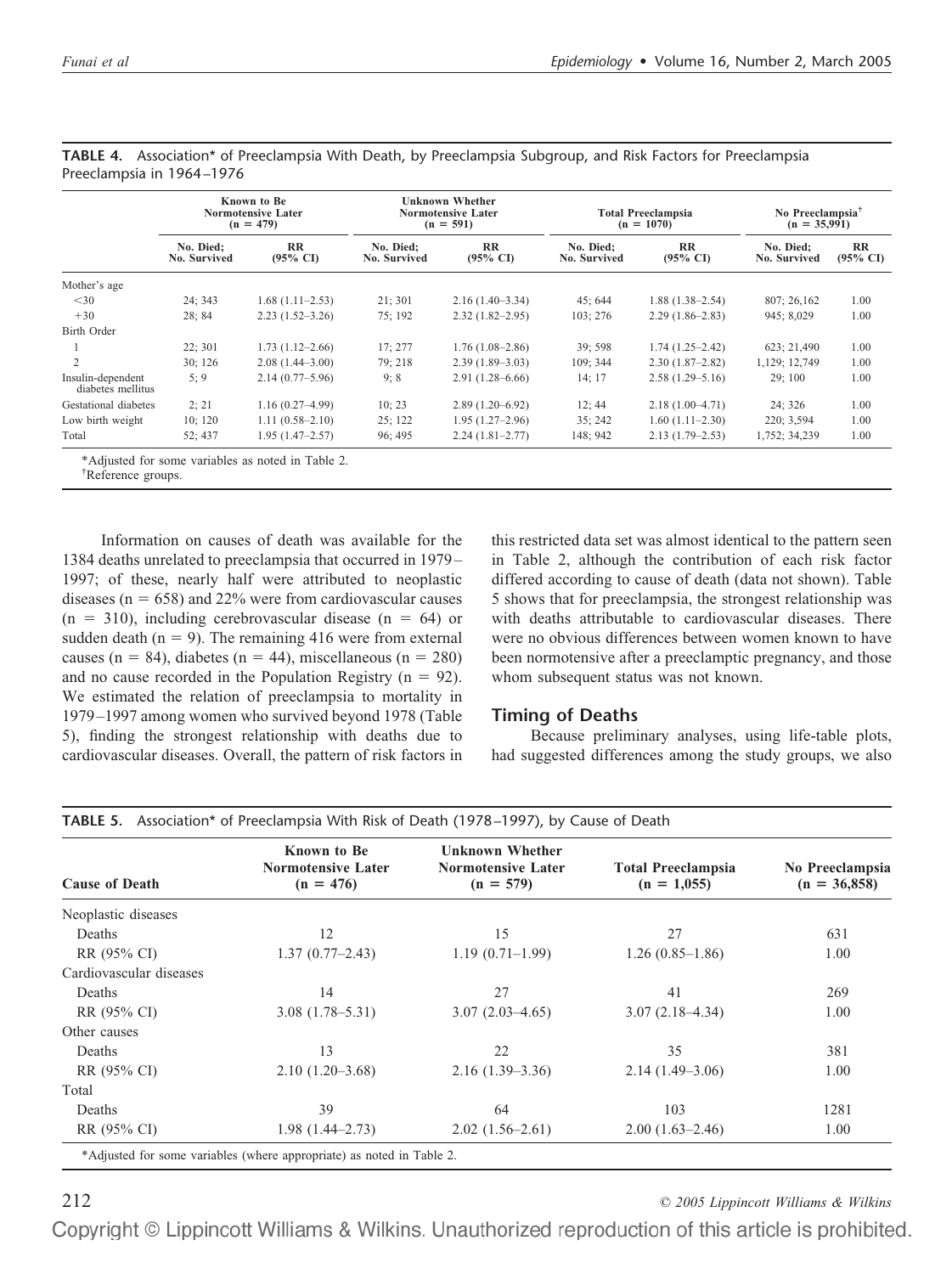**TABLE 4.** Association* of Preeclampsia With Death, by Preeclampsia Subgroup, and Risk Factors for Preeclampsia Preeclampsia in 1964–1976

| | Known to Be Normotensive Later (n = 479) | | Unknown Whether Normotensive Later (n = 591) | | Total Preeclampsia (n = 1070) | | No Preeclampsia[†] (n = 35,991) | |
|---|---|---|---|---|---|---|---|---|
| | No. Died; No. Survived | RR (95% CI) | No. Died; No. Survived | RR (95% CI) | No. Died; No. Survived | RR (95% CI) | No. Died; No. Survived | RR (95% CI) |
| Mother's age | | | | | | | | |
| <30 | 24; 343 | 1.68 (1.11–2.53) | 21; 301 | 2.16 (1.40–3.34) | 45; 644 | 1.88 (1.38–2.54) | 807; 26,162 | 1.00 |
| +30 | 28; 84 | 2.23 (1.52–3.26) | 75; 192 | 2.32 (1.82–2.95) | 103; 276 | 2.29 (1.86–2.83) | 945; 8,029 | 1.00 |
| Birth Order | | | | | | | | |
| 1 | 22; 301 | 1.73 (1.12–2.66) | 17; 277 | 1.76 (1.08–2.86) | 39; 598 | 1.74 (1.25–2.42) | 623; 21,490 | 1.00 |
| 2 | 30; 126 | 2.08 (1.44–3.00) | 79; 218 | 2.39 (1.89–3.03) | 109; 344 | 2.30 (1.87–2.82) | 1,129; 12,749 | 1.00 |
| Insulin-dependent diabetes mellitus | 5; 9 | 2.14 (0.77–5.96) | 9; 8 | 2.91 (1.28–6.66) | 14; 17 | 2.58 (1.29–5.16) | 29; 100 | 1.00 |
| Gestational diabetes | 2; 21 | 1.16 (0.27–4.99) | 10; 23 | 2.89 (1.20–6.92) | 12; 44 | 2.18 (1.00–4.71) | 24; 326 | 1.00 |
| Low birth weight | 10; 120 | 1.11 (0.58–2.10) | 25; 122 | 1.95 (1.27–2.96) | 35; 242 | 1.60 (1.11–2.30) | 220; 3,594 | 1.00 |
| Total | 52; 437 | 1.95 (1.47–2.57) | 96; 495 | 2.24 (1.81–2.77) | 148; 942 | 2.13 (1.79–2.53) | 1,752; 34,239 | 1.00 |

*Adjusted for some variables as noted in Table 2.
[†]Reference groups.

Information on causes of death was available for the 1384 deaths unrelated to preeclampsia that occurred in 1979–1997; of these, nearly half were attributed to neoplastic diseases (n = 658) and 22% were from cardiovascular causes (n = 310), including cerebrovascular disease (n = 64) or sudden death (n = 9). The remaining 416 were from external causes (n = 84), diabetes (n = 44), miscellaneous (n = 280) and no cause recorded in the Population Registry (n = 92). We estimated the relation of preeclampsia to mortality in 1979–1997 among women who survived beyond 1978 (Table 5), finding the strongest relationship with deaths due to cardiovascular diseases. Overall, the pattern of risk factors in this restricted data set was almost identical to the pattern seen in Table 2, although the contribution of each risk factor differed according to cause of death (data not shown). Table 5 shows that for preeclampsia, the strongest relationship was with deaths attributable to cardiovascular diseases. There were no obvious differences between women known to have been normotensive after a preeclamptic pregnancy, and those whom subsequent status was not known.

## Timing of Deaths

Because preliminary analyses, using life-table plots, had suggested differences among the study groups, we also

**TABLE 5.** Association* of Preeclampsia With Risk of Death (1978–1997), by Cause of Death

| Cause of Death | Known to Be Normotensive Later (n = 476) | Unknown Whether Normotensive Later (n = 579) | Total Preeclampsia (n = 1,055) | No Preeclampsia (n = 36,858) |
|---|---|---|---|---|
| Neoplastic diseases | | | | |
| Deaths | 12 | 15 | 27 | 631 |
| RR (95% CI) | 1.37 (0.77–2.43) | 1.19 (0.71–1.99) | 1.26 (0.85–1.86) | 1.00 |
| Cardiovascular diseases | | | | |
| Deaths | 14 | 27 | 41 | 269 |
| RR (95% CI) | 3.08 (1.78–5.31) | 3.07 (2.03–4.65) | 3.07 (2.18–4.34) | 1.00 |
| Other causes | | | | |
| Deaths | 13 | 22 | 35 | 381 |
| RR (95% CI) | 2.10 (1.20–3.68) | 2.16 (1.39–3.36) | 2.14 (1.49–3.06) | 1.00 |
| Total | | | | |
| Deaths | 39 | 64 | 103 | 1281 |
| RR (95% CI) | 1.98 (1.44–2.73) | 2.02 (1.56–2.61) | 2.00 (1.63–2.46) | 1.00 |

*Adjusted for some variables (where appropriate) as noted in Table 2.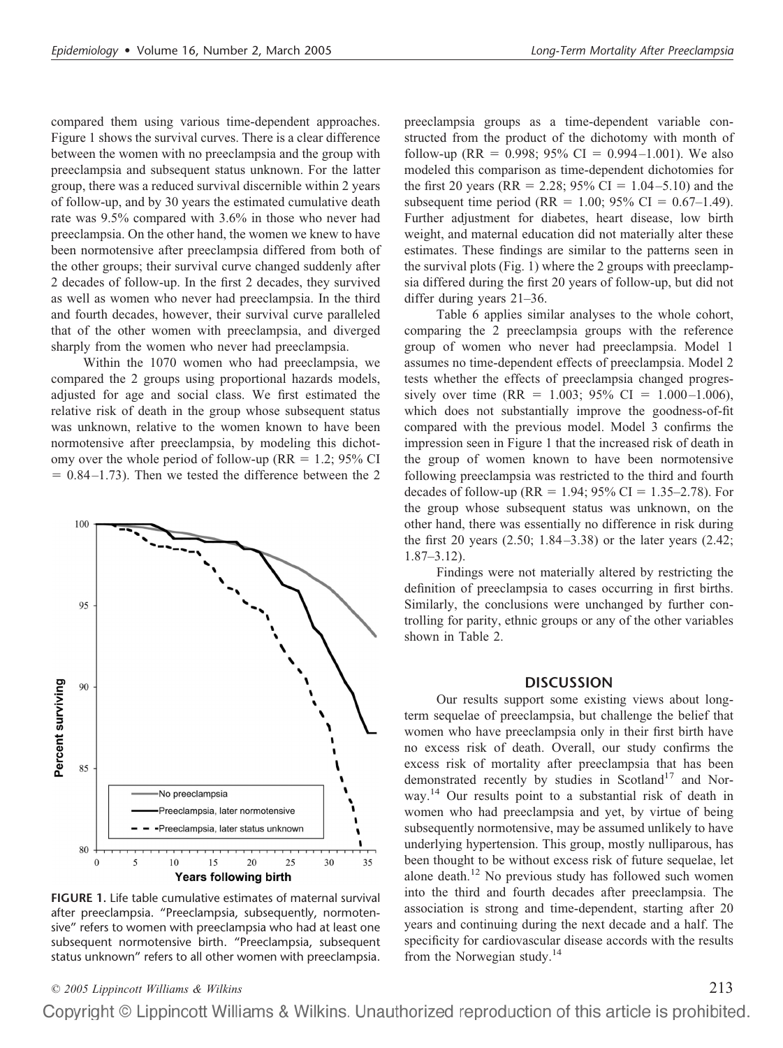compared them using various time-dependent approaches. Figure 1 shows the survival curves. There is a clear difference between the women with no preeclampsia and the group with preeclampsia and subsequent status unknown. For the latter group, there was a reduced survival discernible within 2 years of follow-up, and by 30 years the estimated cumulative death rate was 9.5% compared with 3.6% in those who never had preeclampsia. On the other hand, the women we knew to have been normotensive after preeclampsia differed from both of the other groups; their survival curve changed suddenly after 2 decades of follow-up. In the first 2 decades, they survived as well as women who never had preeclampsia. In the third and fourth decades, however, their survival curve paralleled that of the other women with preeclampsia, and diverged sharply from the women who never had preeclampsia.

Within the 1070 women who had preeclampsia, we compared the 2 groups using proportional hazards models, adjusted for age and social class. We first estimated the relative risk of death in the group whose subsequent status was unknown, relative to the women known to have been normotensive after preeclampsia, by modeling this dichotomy over the whole period of follow-up (RR = 1.2; 95% CI = 0.84–1.73). Then we tested the difference between the 2 preeclampsia groups as a time-dependent variable constructed from the product of the dichotomy with month of follow-up (RR = 0.998; 95% CI = 0.994–1.001). We also modeled this comparison as time-dependent dichotomies for the first 20 years (RR = 2.28; 95% CI = 1.04–5.10) and the subsequent time period (RR = 1.00; 95% CI = 0.67–1.49). Further adjustment for diabetes, heart disease, low birth weight, and maternal education did not materially alter these estimates. These findings are similar to the patterns seen in the survival plots (Fig. 1) where the 2 groups with preeclampsia differed during the first 20 years of follow-up, but did not differ during years 21–36.

**FIGURE 1.** Life table cumulative estimates of maternal survival after preeclampsia. "Preeclampsia, subsequently, normotensive" refers to women with preeclampsia who had at least one subsequent normotensive birth. "Preeclampsia, subsequent status unknown" refers to all other women with preeclampsia.

Table 6 applies similar analyses to the whole cohort, comparing the 2 preeclampsia groups with the reference group of women who never had preeclampsia. Model 1 assumes no time-dependent effects of preeclampsia. Model 2 tests whether the effects of preeclampsia changed progressively over time (RR = 1.003; 95% CI = 1.000–1.006), which does not substantially improve the goodness-of-fit compared with the previous model. Model 3 confirms the impression seen in Figure 1 that the increased risk of death in the group of women known to have been normotensive following preeclampsia was restricted to the third and fourth decades of follow-up (RR = 1.94; 95% CI = 1.35–2.78). For the group whose subsequent status was unknown, on the other hand, there was essentially no difference in risk during the first 20 years (2.50; 1.84–3.38) or the later years (2.42; 1.87–3.12).

Findings were not materially altered by restricting the definition of preeclampsia to cases occurring in first births. Similarly, the conclusions were unchanged by further controlling for parity, ethnic groups or any of the other variables shown in Table 2.

## DISCUSSION

Our results support some existing views about long-term sequelae of preeclampsia, but challenge the belief that women who have preeclampsia only in their first birth have no excess risk of death. Overall, our study confirms the excess risk of mortality after preeclampsia that has been demonstrated recently by studies in Scotland[17] and Norway.[14] Our results point to a substantial risk of death in women who had preeclampsia and yet, by virtue of being subsequently normotensive, may be assumed unlikely to have underlying hypertension. This group, mostly nulliparous, has been thought to be without excess risk of future sequelae, let alone death.[12] No previous study has followed such women into the third and fourth decades after preeclampsia. The association is strong and time-dependent, starting after 20 years and continuing during the next decade and a half. The specificity for cardiovascular disease accords with the results from the Norwegian study.[14]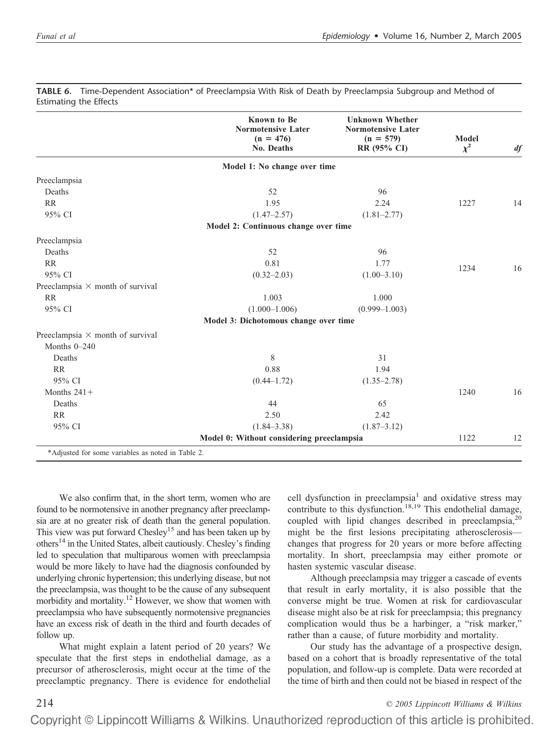**TABLE 6.** Time-Dependent Association* of Preeclampsia With Risk of Death by Preeclampsia Subgroup and Method of Estimating the Effects

| | Known to Be Normotensive Later (n = 476) No. Deaths | Unknown Whether Normotensive Later (n = 579) RR (95% CI) | Model $\chi^2$ | *df* |
|---|---|---|---|---|
| **Model 1: No change over time** | | | | |
| Preeclampsia | | | | |
| Deaths | 52 | 96 | | |
| RR | 1.95 | 2.24 | 1227 | 14 |
| 95% CI | (1.47–2.57) | (1.81–2.77) | | |
| **Model 2: Continuous change over time** | | | | |
| Preeclampsia | | | | |
| Deaths | 52 | 96 | | |
| RR | 0.81 | 1.77 | 1234 | 16 |
| 95% CI | (0.32–2.03) | (1.00–3.10) | | |
| Preeclampsia × month of survival | | | | |
| RR | 1.003 | 1.000 | | |
| 95% CI | (1.000–1.006) | (0.999–1.003) | | |
| **Model 3: Dichotomous change over time** | | | | |
| Preeclampsia × month of survival | | | | |
| Months 0–240 | | | | |
| Deaths | 8 | 31 | | |
| RR | 0.88 | 1.94 | | |
| 95% CI | (0.44–1.72) | (1.35–2.78) | | |
| Months 241+ | | | 1240 | 16 |
| Deaths | 44 | 65 | | |
| RR | 2.50 | 2.42 | | |
| 95% CI | (1.84–3.38) | (1.87–3.12) | | |
| **Model 0: Without considering preeclampsia** | | | 1122 | 12 |

*Adjusted for some variables as noted in Table 2.

We also confirm that, in the short term, women who are found to be normotensive in another pregnancy after preeclampsia are at no greater risk of death than the general population. This view was put forward Chesley[15] and has been taken up by others[14] in the United States, albeit cautiously. Chesley's finding led to speculation that multiparous women with preeclampsia would be more likely to have had the diagnosis confounded by underlying chronic hypertension; this underlying disease, but not the preeclampsia, was thought to be the cause of any subsequent morbidity and mortality.[12] However, we show that women with preeclampsia who have subsequently normotensive pregnancies have an excess risk of death in the third and fourth decades of follow up.

What might explain a latent period of 20 years? We speculate that the first steps in endothelial damage, as a precursor of atherosclerosis, might occur at the time of the preeclamptic pregnancy. There is evidence for endothelial cell dysfunction in preeclampsia[1] and oxidative stress may contribute to this dysfunction.[18,19] This endothelial damage, coupled with lipid changes described in preeclampsia,[20] might be the first lesions precipitating atherosclerosis—changes that progress for 20 years or more before affecting mortality. In short, preeclampsia may either promote or hasten systemic vascular disease.

Although preeclampsia may trigger a cascade of events that result in early mortality, it is also possible that the converse might be true. Women at risk for cardiovascular disease might also be at risk for preeclampsia; this pregnancy complication would thus be a harbinger, a "risk marker," rather than a cause, of future morbidity and mortality.

Our study has the advantage of a prospective design, based on a cohort that is broadly representative of the total population, and follow-up is complete. Data were recorded at the time of birth and then could not be biased in respect of the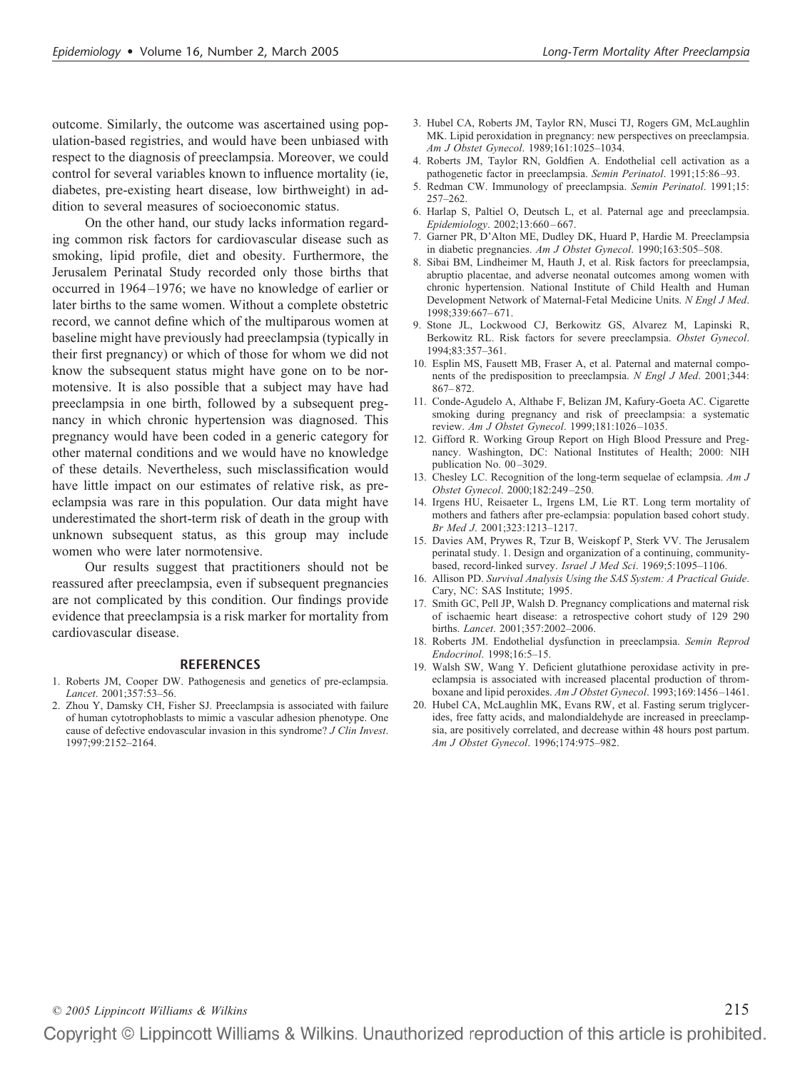outcome. Similarly, the outcome was ascertained using population-based registries, and would have been unbiased with respect to the diagnosis of preeclampsia. Moreover, we could control for several variables known to influence mortality (ie, diabetes, pre-existing heart disease, low birthweight) in addition to several measures of socioeconomic status.

On the other hand, our study lacks information regarding common risk factors for cardiovascular disease such as smoking, lipid profile, diet and obesity. Furthermore, the Jerusalem Perinatal Study recorded only those births that occurred in 1964–1976; we have no knowledge of earlier or later births to the same women. Without a complete obstetric record, we cannot define which of the multiparous women at baseline might have previously had preeclampsia (typically in their first pregnancy) or which of those for whom we did not know the subsequent status might have gone on to be normotensive. It is also possible that a subject may have had preeclampsia in one birth, followed by a subsequent pregnancy in which chronic hypertension was diagnosed. This pregnancy would have been coded in a generic category for other maternal conditions and we would have no knowledge of these details. Nevertheless, such misclassification would have little impact on our estimates of relative risk, as preeclampsia was rare in this population. Our data might have underestimated the short-term risk of death in the group with unknown subsequent status, as this group may include women who were later normotensive.

Our results suggest that practitioners should not be reassured after preeclampsia, even if subsequent pregnancies are not complicated by this condition. Our findings provide evidence that preeclampsia is a risk marker for mortality from cardiovascular disease.

## REFERENCES

1. Roberts JM, Cooper DW. Pathogenesis and genetics of pre-eclampsia. *Lancet*. 2001;357:53–56.
2. Zhou Y, Damsky CH, Fisher SJ. Preeclampsia is associated with failure of human cytotrophoblasts to mimic a vascular adhesion phenotype. One cause of defective endovascular invasion in this syndrome? *J Clin Invest*. 1997;99:2152–2164.
3. Hubel CA, Roberts JM, Taylor RN, Musci TJ, Rogers GM, McLaughlin MK. Lipid peroxidation in pregnancy: new perspectives on preeclampsia. *Am J Obstet Gynecol*. 1989;161:1025–1034.
4. Roberts JM, Taylor RN, Goldfien A. Endothelial cell activation as a pathogenetic factor in preeclampsia. *Semin Perinatol*. 1991;15:86–93.
5. Redman CW. Immunology of preeclampsia. *Semin Perinatol*. 1991;15: 257–262.
6. Harlap S, Paltiel O, Deutsch L, et al. Paternal age and preeclampsia. *Epidemiology*. 2002;13:660–667.
7. Garner PR, D'Alton ME, Dudley DK, Huard P, Hardie M. Preeclampsia in diabetic pregnancies. *Am J Obstet Gynecol*. 1990;163:505–508.
8. Sibai BM, Lindheimer M, Hauth J, et al. Risk factors for preeclampsia, abruptio placentae, and adverse neonatal outcomes among women with chronic hypertension. National Institute of Child Health and Human Development Network of Maternal-Fetal Medicine Units. *N Engl J Med*. 1998;339:667–671.
9. Stone JL, Lockwood CJ, Berkowitz GS, Alvarez M, Lapinski R, Berkowitz RL. Risk factors for severe preeclampsia. *Obstet Gynecol*. 1994;83:357–361.
10. Esplin MS, Fausett MB, Fraser A, et al. Paternal and maternal components of the predisposition to preeclampsia. *N Engl J Med*. 2001;344: 867–872.
11. Conde-Agudelo A, Althabe F, Belizan JM, Kafury-Goeta AC. Cigarette smoking during pregnancy and risk of preeclampsia: a systematic review. *Am J Obstet Gynecol*. 1999;181:1026–1035.
12. Gifford R. Working Group Report on High Blood Pressure and Pregnancy. Washington, DC: National Institutes of Health; 2000: NIH publication No. 00–3029.
13. Chesley LC. Recognition of the long-term sequelae of eclampsia. *Am J Obstet Gynecol*. 2000;182:249–250.
14. Irgens HU, Reisaeter L, Irgens LM, Lie RT. Long term mortality of mothers and fathers after pre-eclampsia: population based cohort study. *Br Med J*. 2001;323:1213–1217.
15. Davies AM, Prywes R, Tzur B, Weiskopf P, Sterk VV. The Jerusalem perinatal study. 1. Design and organization of a continuing, community-based, record-linked survey. *Israel J Med Sci*. 1969;5:1095–1106.
16. Allison PD. *Survival Analysis Using the SAS System: A Practical Guide*. Cary, NC: SAS Institute; 1995.
17. Smith GC, Pell JP, Walsh D. Pregnancy complications and maternal risk of ischaemic heart disease: a retrospective cohort study of 129 290 births. *Lancet*. 2001;357:2002–2006.
18. Roberts JM. Endothelial dysfunction in preeclampsia. *Semin Reprod Endocrinol*. 1998;16:5–15.
19. Walsh SW, Wang Y. Deficient glutathione peroxidase activity in preeclampsia is associated with increased placental production of thromboxane and lipid peroxides. *Am J Obstet Gynecol*. 1993;169:1456–1461.
20. Hubel CA, McLaughlin MK, Evans RW, et al. Fasting serum triglycerides, free fatty acids, and malondialdehyde are increased in preeclampsia, are positively correlated, and decrease within 48 hours post partum. *Am J Obstet Gynecol*. 1996;174:975–982.